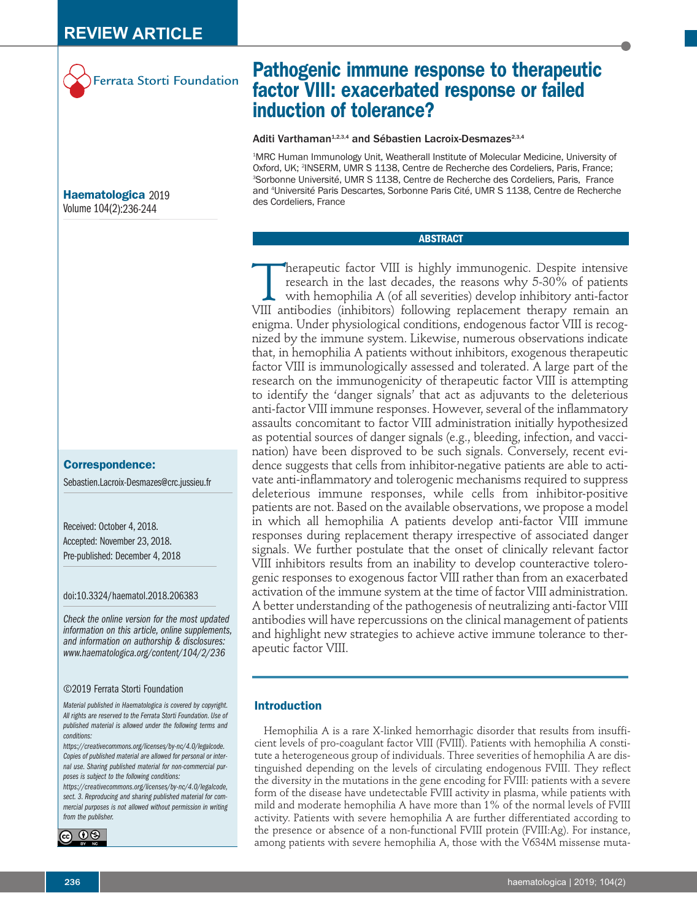REVIEW ARTICLE

Ferrata Storti Foundation

# Pathogenic immune response to therapeutic factor VIII: exacerbated response or failed induction of tolerance?

Aditi Varthaman[1,2,3,4] and Sébastien Lacroix-Desmazes[2,3,4]

[1]MRC Human Immunology Unit, Weatherall Institute of Molecular Medicine, University of Oxford, UK; [2]INSERM, UMR S 1138, Centre de Recherche des Cordeliers, Paris, France; [3]Sorbonne Université, UMR S 1138, Centre de Recherche des Cordeliers, Paris, France and [4]Université Paris Descartes, Sorbonne Paris Cité, UMR S 1138, Centre de Recherche des Cordeliers, France

**Haematologica** 2019
Volume 104(2):236-244

**Correspondence:**

Sebastien.Lacroix-Desmazes@crc.jussieu.fr

Received: October 4, 2018.
Accepted: November 23, 2018.
Pre-published: December 4, 2018

doi:10.3324/haematol.2018.206383

*Check the online version for the most updated information on this article, online supplements, and information on authorship & disclosures: www.haematologica.org/content/104/2/236*

©2019 Ferrata Storti Foundation

*Material published in Haematologica is covered by copyright. All rights are reserved to the Ferrata Storti Foundation. Use of published material is allowed under the following terms and conditions: https://creativecommons.org/licenses/by-nc/4.0/legalcode. Copies of published material are allowed for personal or internal use. Sharing published material for non-commercial purposes is subject to the following conditions: https://creativecommons.org/licenses/by-nc/4.0/legalcode, sect. 3. Reproducing and sharing published material for commercial purposes is not allowed without permission in writing from the publisher.*

## ABSTRACT

Therapeutic factor VIII is highly immunogenic. Despite intensive research in the last decades, the reasons why 5-30% of patients with hemophilia A (of all severities) develop inhibitory anti-factor VIII antibodies (inhibitors) following replacement therapy remain an enigma. Under physiological conditions, endogenous factor VIII is recognized by the immune system. Likewise, numerous observations indicate that, in hemophilia A patients without inhibitors, exogenous therapeutic factor VIII is immunologically assessed and tolerated. A large part of the research on the immunogenicity of therapeutic factor VIII is attempting to identify the 'danger signals' that act as adjuvants to the deleterious anti-factor VIII immune responses. However, several of the inflammatory assaults concomitant to factor VIII administration initially hypothesized as potential sources of danger signals (e.g., bleeding, infection, and vaccination) have been disproved to be such signals. Conversely, recent evidence suggests that cells from inhibitor-negative patients are able to activate anti-inflammatory and tolerogenic mechanisms required to suppress deleterious immune responses, while cells from inhibitor-positive patients are not. Based on the available observations, we propose a model in which all hemophilia A patients develop anti-factor VIII immune responses during replacement therapy irrespective of associated danger signals. We further postulate that the onset of clinically relevant factor VIII inhibitors results from an inability to develop counteractive tolerogenic responses to exogenous factor VIII rather than from an exacerbated activation of the immune system at the time of factor VIII administration. A better understanding of the pathogenesis of neutralizing anti-factor VIII antibodies will have repercussions on the clinical management of patients and highlight new strategies to achieve active immune tolerance to therapeutic factor VIII.

## Introduction

Hemophilia A is a rare X-linked hemorrhagic disorder that results from insufficient levels of pro-coagulant factor VIII (FVIII). Patients with hemophilia A constitute a heterogeneous group of individuals. Three severities of hemophilia A are distinguished depending on the levels of circulating endogenous FVIII. They reflect the diversity in the mutations in the gene encoding for FVIII: patients with a severe form of the disease have undetectable FVIII activity in plasma, while patients with mild and moderate hemophilia A have more than 1% of the normal levels of FVIII activity. Patients with severe hemophilia A are further differentiated according to the presence or absence of a non-functional FVIII protein (FVIII:Ag). For instance, among patients with severe hemophilia A, those with the V634M missense muta-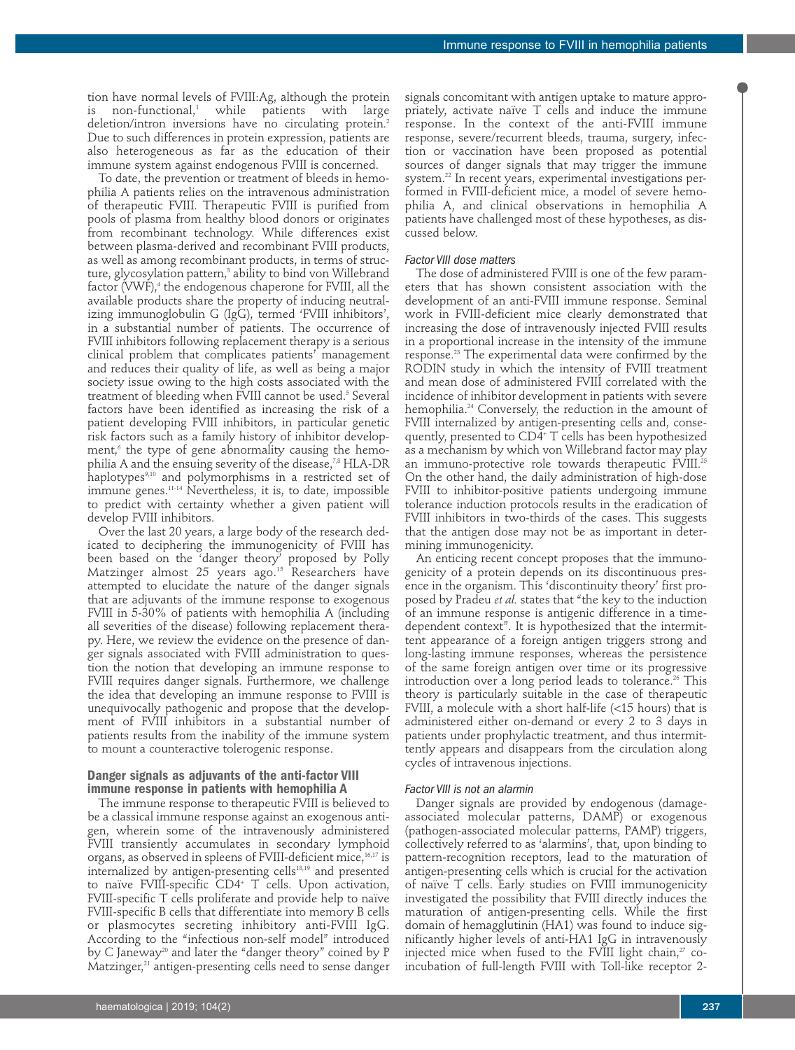tion have normal levels of FVIII:Ag, although the protein is non-functional,[1] while patients with large deletion/intron inversions have no circulating protein.[2] Due to such differences in protein expression, patients are also heterogeneous as far as the education of their immune system against endogenous FVIII is concerned.

To date, the prevention or treatment of bleeds in hemophilia A patients relies on the intravenous administration of therapeutic FVIII. Therapeutic FVIII is purified from pools of plasma from healthy blood donors or originates from recombinant technology. While differences exist between plasma-derived and recombinant FVIII products, as well as among recombinant products, in terms of structure, glycosylation pattern,[3] ability to bind von Willebrand factor (VWF),[4] the endogenous chaperone for FVIII, all the available products share the property of inducing neutralizing immunoglobulin G (IgG), termed 'FVIII inhibitors', in a substantial number of patients. The occurrence of FVIII inhibitors following replacement therapy is a serious clinical problem that complicates patients' management and reduces their quality of life, as well as being a major society issue owing to the high costs associated with the treatment of bleeding when FVIII cannot be used.[5] Several factors have been identified as increasing the risk of a patient developing FVIII inhibitors, in particular genetic risk factors such as a family history of inhibitor development,[6] the type of gene abnormality causing the hemophilia A and the ensuing severity of the disease,[7,8] HLA-DR haplotypes[9,10] and polymorphisms in a restricted set of immune genes.[11-14] Nevertheless, it is, to date, impossible to predict with certainty whether a given patient will develop FVIII inhibitors.

Over the last 20 years, a large body of the research dedicated to deciphering the immunogenicity of FVIII has been based on the 'danger theory' proposed by Polly Matzinger almost 25 years ago.[15] Researchers have attempted to elucidate the nature of the danger signals that are adjuvants of the immune response to exogenous FVIII in 5-30% of patients with hemophilia A (including all severities of the disease) following replacement therapy. Here, we review the evidence on the presence of danger signals associated with FVIII administration to question the notion that developing an immune response to FVIII requires danger signals. Furthermore, we challenge the idea that developing an immune response to FVIII is unequivocally pathogenic and propose that the development of FVIII inhibitors in a substantial number of patients results from the inability of the immune system to mount a counteractive tolerogenic response.

## Danger signals as adjuvants of the anti-factor VIII immune response in patients with hemophilia A

The immune response to therapeutic FVIII is believed to be a classical immune response against an exogenous antigen, wherein some of the intravenously administered FVIII transiently accumulates in secondary lymphoid organs, as observed in spleens of FVIII-deficient mice,[16,17] is internalized by antigen-presenting cells[18,19] and presented to naïve FVIII-specific CD4+ T cells. Upon activation, FVIII-specific T cells proliferate and provide help to naïve FVIII-specific B cells that differentiate into memory B cells or plasmocytes secreting inhibitory anti-FVIII IgG. According to the "infectious non-self model" introduced by C Janeway[20] and later the "danger theory" coined by P Matzinger,[21] antigen-presenting cells need to sense danger signals concomitant with antigen uptake to mature appropriately, activate naïve T cells and induce the immune response. In the context of the anti-FVIII immune response, severe/recurrent bleeds, trauma, surgery, infection or vaccination have been proposed as potential sources of danger signals that may trigger the immune system.[22] In recent years, experimental investigations performed in FVIII-deficient mice, a model of severe hemophilia A, and clinical observations in hemophilia A patients have challenged most of these hypotheses, as discussed below.

### *Factor VIII dose matters*

The dose of administered FVIII is one of the few parameters that has shown consistent association with the development of an anti-FVIII immune response. Seminal work in FVIII-deficient mice clearly demonstrated that increasing the dose of intravenously injected FVIII results in a proportional increase in the intensity of the immune response.[23] The experimental data were confirmed by the RODIN study in which the intensity of FVIII treatment and mean dose of administered FVIII correlated with the incidence of inhibitor development in patients with severe hemophilia.[24] Conversely, the reduction in the amount of FVIII internalized by antigen-presenting cells and, consequently, presented to CD4+ T cells has been hypothesized as a mechanism by which von Willebrand factor may play an immuno-protective role towards therapeutic FVIII.[25] On the other hand, the daily administration of high-dose FVIII to inhibitor-positive patients undergoing immune tolerance induction protocols results in the eradication of FVIII inhibitors in two-thirds of the cases. This suggests that the antigen dose may not be as important in determining immunogenicity.

An enticing recent concept proposes that the immunogenicity of a protein depends on its discontinuous presence in the organism. This 'discontinuity theory' first proposed by Pradeu *et al.* states that "the key to the induction of an immune response is antigenic difference in a time-dependent context". It is hypothesized that the intermittent appearance of a foreign antigen triggers strong and long-lasting immune responses, whereas the persistence of the same foreign antigen over time or its progressive introduction over a long period leads to tolerance.[26] This theory is particularly suitable in the case of therapeutic FVIII, a molecule with a short half-life (<15 hours) that is administered either on-demand or every 2 to 3 days in patients under prophylactic treatment, and thus intermittently appears and disappears from the circulation along cycles of intravenous injections.

### *Factor VIII is not an alarmin*

Danger signals are provided by endogenous (damage-associated molecular patterns, DAMP) or exogenous (pathogen-associated molecular patterns, PAMP) triggers, collectively referred to as 'alarmins', that, upon binding to pattern-recognition receptors, lead to the maturation of antigen-presenting cells which is crucial for the activation of naïve T cells. Early studies on FVIII immunogenicity investigated the possibility that FVIII directly induces the maturation of antigen-presenting cells. While the first domain of hemagglutinin (HA1) was found to induce significantly higher levels of anti-HA1 IgG in intravenously injected mice when fused to the FVIII light chain,[27] co-incubation of full-length FVIII with Toll-like receptor 2-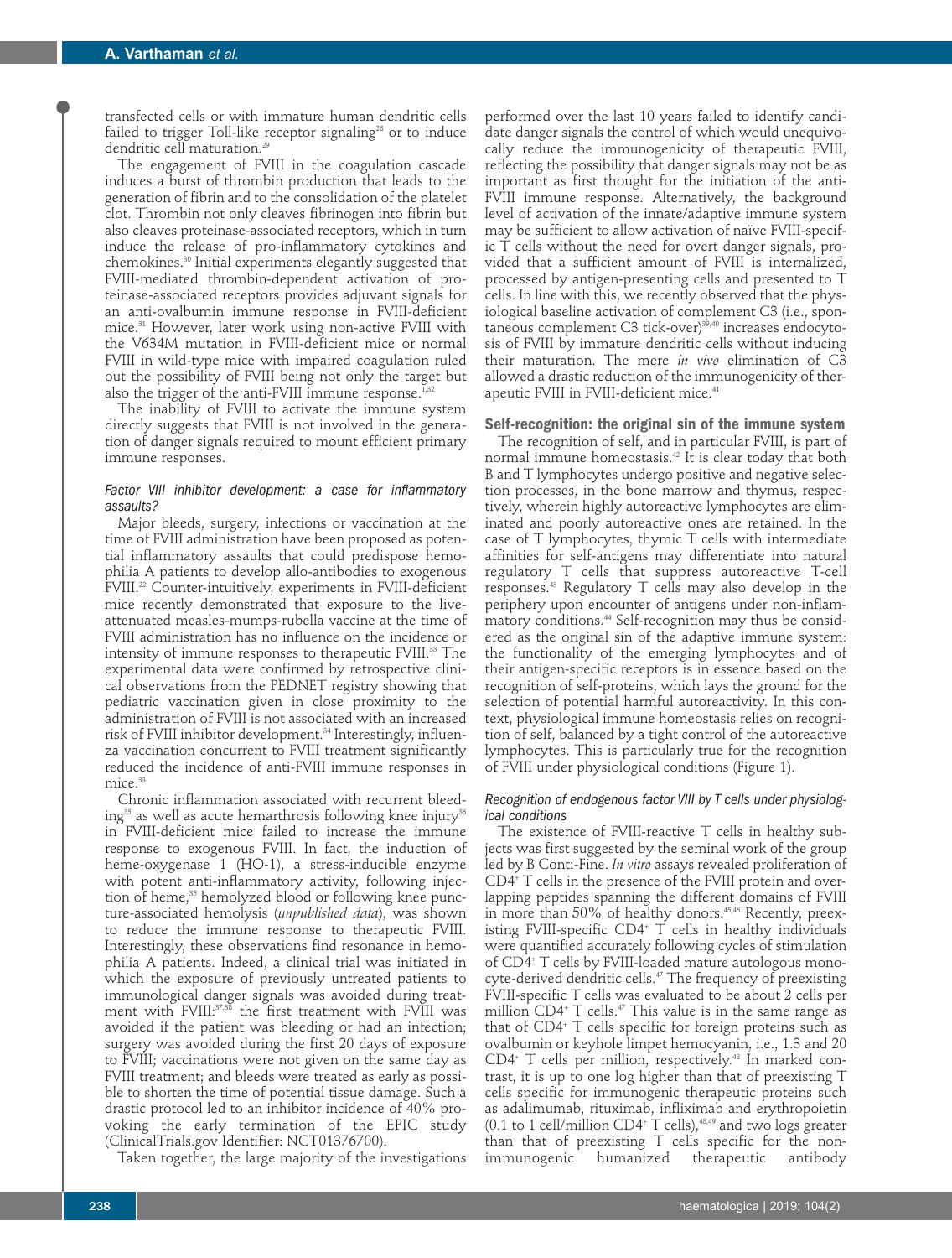transfected cells or with immature human dendritic cells failed to trigger Toll-like receptor signaling[28] or to induce dendritic cell maturation.[29]

The engagement of FVIII in the coagulation cascade induces a burst of thrombin production that leads to the generation of fibrin and to the consolidation of the platelet clot. Thrombin not only cleaves fibrinogen into fibrin but also cleaves proteinase-associated receptors, which in turn induce the release of pro-inflammatory cytokines and chemokines.[30] Initial experiments elegantly suggested that FVIII-mediated thrombin-dependent activation of proteinase-associated receptors provides adjuvant signals for an anti-ovalbumin immune response in FVIII-deficient mice.[31] However, later work using non-active FVIII with the V634M mutation in FVIII-deficient mice or normal FVIII in wild-type mice with impaired coagulation ruled out the possibility of FVIII being not only the target but also the trigger of the anti-FVIII immune response.[1,32]

The inability of FVIII to activate the immune system directly suggests that FVIII is not involved in the generation of danger signals required to mount efficient primary immune responses.

### *Factor VIII inhibitor development: a case for inflammatory assaults?*

Major bleeds, surgery, infections or vaccination at the time of FVIII administration have been proposed as potential inflammatory assaults that could predispose hemophilia A patients to develop allo-antibodies to exogenous FVIII.[22] Counter-intuitively, experiments in FVIII-deficient mice recently demonstrated that exposure to the live-attenuated measles-mumps-rubella vaccine at the time of FVIII administration has no influence on the incidence or intensity of immune responses to therapeutic FVIII.[33] The experimental data were confirmed by retrospective clinical observations from the PEDNET registry showing that pediatric vaccination given in close proximity to the administration of FVIII is not associated with an increased risk of FVIII inhibitor development.[34] Interestingly, influenza vaccination concurrent to FVIII treatment significantly reduced the incidence of anti-FVIII immune responses in mice.[33]

Chronic inflammation associated with recurrent bleeding[35] as well as acute hemarthrosis following knee injury[36] in FVIII-deficient mice failed to increase the immune response to exogenous FVIII. In fact, the induction of heme-oxygenase 1 (HO-1), a stress-inducible enzyme with potent anti-inflammatory activity, following injection of heme,[35] hemolyzed blood or following knee puncture-associated hemolysis (*unpublished data*), was shown to reduce the immune response to therapeutic FVIII. Interestingly, these observations find resonance in hemophilia A patients. Indeed, a clinical trial was initiated in which the exposure of previously untreated patients to immunological danger signals was avoided during treatment with FVIII:[37,38] the first treatment with FVIII was avoided if the patient was bleeding or had an infection; surgery was avoided during the first 20 days of exposure to FVIII; vaccinations were not given on the same day as FVIII treatment; and bleeds were treated as early as possible to shorten the time of potential tissue damage. Such a drastic protocol led to an inhibitor incidence of 40% provoking the early termination of the EPIC study (ClinicalTrials.gov Identifier: NCT01376700).

Taken together, the large majority of the investigations performed over the last 10 years failed to identify candidate danger signals the control of which would unequivocally reduce the immunogenicity of therapeutic FVIII, reflecting the possibility that danger signals may not be as important as first thought for the initiation of the anti-FVIII immune response. Alternatively, the background level of activation of the innate/adaptive immune system may be sufficient to allow activation of naïve FVIII-specific T cells without the need for overt danger signals, provided that a sufficient amount of FVIII is internalized, processed by antigen-presenting cells and presented to T cells. In line with this, we recently observed that the physiological baseline activation of complement C3 (i.e., spontaneous complement C3 tick-over)[39,40] increases endocytosis of FVIII by immature dendritic cells without inducing their maturation. The mere *in vivo* elimination of C3 allowed a drastic reduction of the immunogenicity of therapeutic FVIII in FVIII-deficient mice.[41]

## Self-recognition: the original sin of the immune system

The recognition of self, and in particular FVIII, is part of normal immune homeostasis.[42] It is clear today that both B and T lymphocytes undergo positive and negative selection processes, in the bone marrow and thymus, respectively, wherein highly autoreactive lymphocytes are eliminated and poorly autoreactive ones are retained. In the case of T lymphocytes, thymic T cells with intermediate affinities for self-antigens may differentiate into natural regulatory T cells that suppress autoreactive T-cell responses.[43] Regulatory T cells may also develop in the periphery upon encounter of antigens under non-inflammatory conditions.[44] Self-recognition may thus be considered as the original sin of the adaptive immune system: the functionality of the emerging lymphocytes and of their antigen-specific receptors is in essence based on the recognition of self-proteins, which lays the ground for the selection of potential harmful autoreactivity. In this context, physiological immune homeostasis relies on recognition of self, balanced by a tight control of the autoreactive lymphocytes. This is particularly true for the recognition of FVIII under physiological conditions (Figure 1).

### *Recognition of endogenous factor VIII by T cells under physiological conditions*

The existence of FVIII-reactive T cells in healthy subjects was first suggested by the seminal work of the group led by B Conti-Fine. *In vitro* assays revealed proliferation of $CD4^+$ T cells in the presence of the FVIII protein and overlapping peptides spanning the different domains of FVIII in more than 50% of healthy donors.[45,46] Recently, preexisting FVIII-specific $CD4^+$ T cells in healthy individuals were quantified accurately following cycles of stimulation of $CD4^+$ T cells by FVIII-loaded mature autologous monocyte-derived dendritic cells.[47] The frequency of preexisting FVIII-specific T cells was evaluated to be about 2 cells per million $CD4^+$ T cells.[47] This value is in the same range as that of $CD4^+$ T cells specific for foreign proteins such as ovalbumin or keyhole limpet hemocyanin, i.e., 1.3 and 20 $CD4^+$ T cells per million, respectively.[48] In marked contrast, it is up to one log higher than that of preexisting T cells specific for immunogenic therapeutic proteins such as adalimumab, rituximab, infliximab and erythropoietin (0.1 to 1 cell/million $CD4^+$ T cells),[48,49] and two logs greater than that of preexisting T cells specific for the non-immunogenic humanized therapeutic antibody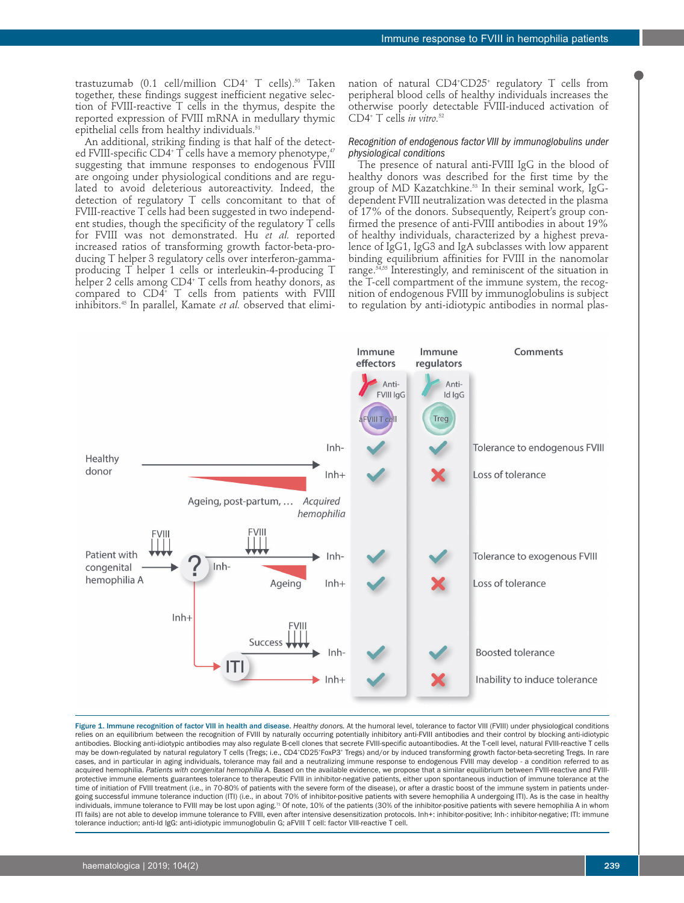trastuzumab (0.1 cell/million CD4+ T cells).[50] Taken together, these findings suggest inefficient negative selection of FVIII-reactive T cells in the thymus, despite the reported expression of FVIII mRNA in medullary thymic epithelial cells from healthy individuals.[51]

An additional, striking finding is that half of the detected FVIII-specific CD4+ T cells have a memory phenotype,[47] suggesting that immune responses to endogenous FVIII are ongoing under physiological conditions and are regulated to avoid deleterious autoreactivity. Indeed, the detection of regulatory T cells concomitant to that of FVIII-reactive T cells had been suggested in two independent studies, though the specificity of the regulatory T cells for FVIII was not demonstrated. Hu *et al.* reported increased ratios of transforming growth factor-beta-producing T helper 3 regulatory cells over interferon-gamma-producing T helper 1 cells or interleukin-4-producing T helper 2 cells among CD4+ T cells from heathy donors, as compared to CD4+ T cells from patients with FVIII inhibitors.[45] In parallel, Kamate *et al.* observed that elimination of natural CD4+CD25+ regulatory T cells from peripheral blood cells of healthy individuals increases the otherwise poorly detectable FVIII-induced activation of CD4+ T cells *in vitro*.[52]

### *Recognition of endogenous factor VIII by immunoglobulins under physiological conditions*

The presence of natural anti-FVIII IgG in the blood of healthy donors was described for the first time by the group of MD Kazatchkine.[53] In their seminal work, IgG-dependent FVIII neutralization was detected in the plasma of 17% of the donors. Subsequently, Reipert's group confirmed the presence of anti-FVIII antibodies in about 19% of healthy individuals, characterized by a highest prevalence of IgG1, IgG3 and IgA subclasses with low apparent binding equilibrium affinities for FVIII in the nanomolar range.[54,55] Interestingly, and reminiscent of the situation in the T-cell compartment of the immune system, the recognition of endogenous FVIII by immunoglobulins is subject to regulation by anti-idiotypic antibodies in normal plas-

**Figure 1. Immune recognition of factor VIII in health and disease.** *Healthy donors.* At the humoral level, tolerance to factor VIII (FVIII) under physiological conditions relies on an equilibrium between the recognition of FVIII by naturally occurring potentially inhibitory anti-FVIII antibodies and their control by blocking anti-idiotypic antibodies. Blocking anti-idiotypic antibodies may also regulate B-cell clones that secrete FVIII-specific autoantibodies. At the T-cell level, natural FVIII-reactive T cells may be down-regulated by natural regulatory T cells (Tregs; i.e., CD4+CD25+FoxP3+ Tregs) and/or by induced transforming growth factor-beta-secreting Tregs. In rare cases, and in particular in aging individuals, tolerance may fail and a neutralizing immune response to endogenous FVIII may develop - a condition referred to as acquired hemophilia. *Patients with congenital hemophilia A.* Based on the available evidence, we propose that a similar equilibrium between FVIII-reactive and FVIII-protective immune elements guarantees tolerance to therapeutic FVIII in inhibitor-negative patients, either upon spontaneous induction of immune tolerance at the time of initiation of FVIII treatment (i.e., in 70-80% of patients with the severe form of the disease), or after a drastic boost of the immune system in patients undergoing successful immune tolerance induction (ITI) (i.e., in about 70% of inhibitor-positive patients with severe hemophilia A undergoing ITI). As is the case in healthy individuals, immune tolerance to FVIII may be lost upon aging.[71] Of note, 10% of the patients (30% of the inhibitor-positive patients with severe hemophilia A in whom ITI fails) are not able to develop immune tolerance to FVIII, even after intensive desensitization protocols. Inh+: inhibitor-positive; Inh-: inhibitor-negative; ITI: immune tolerance induction; anti-Id IgG: anti-idiotypic immunoglobulin G; aFVIII T cell: factor VIII-reactive T cell.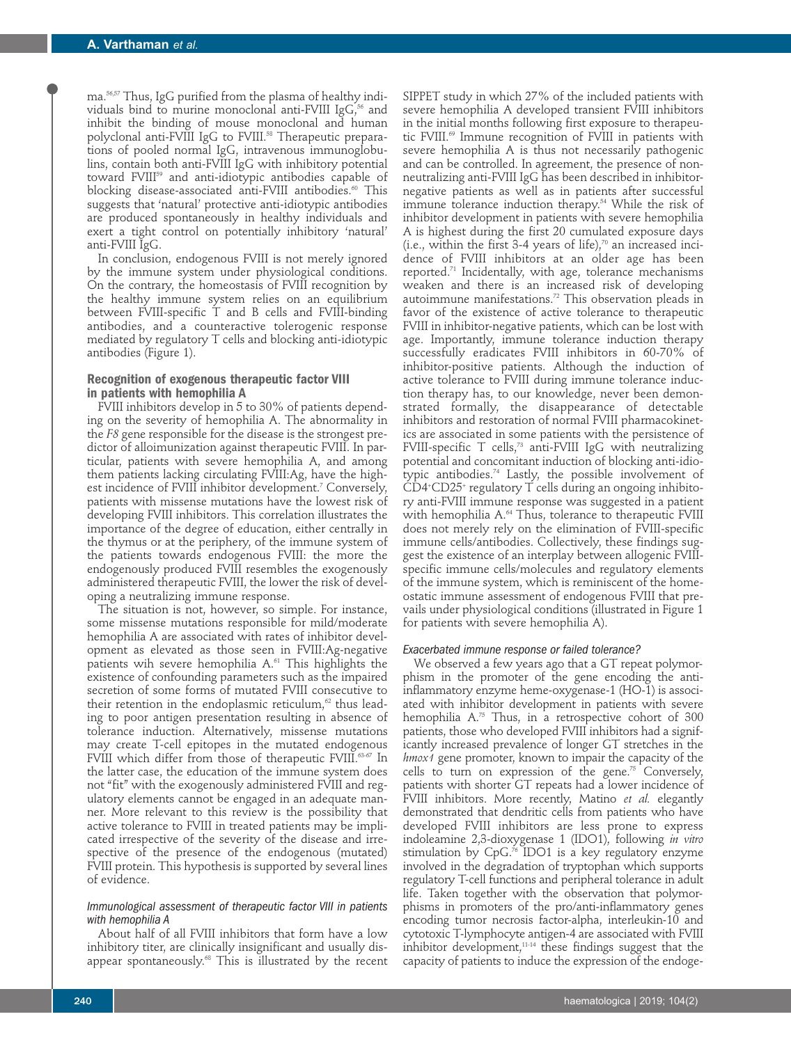ma.[56,57] Thus, IgG purified from the plasma of healthy individuals bind to murine monoclonal anti-FVIII IgG,[56] and inhibit the binding of mouse monoclonal and human polyclonal anti-FVIII IgG to FVIII.[58] Therapeutic preparations of pooled normal IgG, intravenous immunoglobulins, contain both anti-FVIII IgG with inhibitory potential toward FVIII[59] and anti-idiotypic antibodies capable of blocking disease-associated anti-FVIII antibodies.[60] This suggests that 'natural' protective anti-idiotypic antibodies are produced spontaneously in healthy individuals and exert a tight control on potentially inhibitory 'natural' anti-FVIII IgG.

In conclusion, endogenous FVIII is not merely ignored by the immune system under physiological conditions. On the contrary, the homeostasis of FVIII recognition by the healthy immune system relies on an equilibrium between FVIII-specific T and B cells and FVIII-binding antibodies, and a counteractive tolerogenic response mediated by regulatory T cells and blocking anti-idiotypic antibodies (Figure 1).

## Recognition of exogenous therapeutic factor VIII in patients with hemophilia A

FVIII inhibitors develop in 5 to 30% of patients depending on the severity of hemophilia A. The abnormality in the *F8* gene responsible for the disease is the strongest predictor of alloimmunization against therapeutic FVIII. In particular, patients with severe hemophilia A, and among them patients lacking circulating FVIII:Ag, have the highest incidence of FVIII inhibitor development.[7] Conversely, patients with missense mutations have the lowest risk of developing FVIII inhibitors. This correlation illustrates the importance of the degree of education, either centrally in the thymus or at the periphery, of the immune system of the patients towards endogenous FVIII: the more the endogenously produced FVIII resembles the exogenously administered therapeutic FVIII, the lower the risk of developing a neutralizing immune response.

The situation is not, however, so simple. For instance, some missense mutations responsible for mild/moderate hemophilia A are associated with rates of inhibitor development as elevated as those seen in FVIII:Ag-negative patients wih severe hemophilia A.[61] This highlights the existence of confounding parameters such as the impaired secretion of some forms of mutated FVIII consecutive to their retention in the endoplasmic reticulum,[62] thus leading to poor antigen presentation resulting in absence of tolerance induction. Alternatively, missense mutations may create T-cell epitopes in the mutated endogenous FVIII which differ from those of therapeutic FVIII.[63-67] In the latter case, the education of the immune system does not "fit" with the exogenously administered FVIII and regulatory elements cannot be engaged in an adequate manner. More relevant to this review is the possibility that active tolerance to FVIII in treated patients may be implicated irrespective of the severity of the disease and irrespective of the presence of the endogenous (mutated) FVIII protein. This hypothesis is supported by several lines of evidence.

### *Immunological assessment of therapeutic factor VIII in patients with hemophilia A*

About half of all FVIII inhibitors that form have a low inhibitory titer, are clinically insignificant and usually disappear spontaneously.[68] This is illustrated by the recent SIPPET study in which 27% of the included patients with severe hemophilia A developed transient FVIII inhibitors in the initial months following first exposure to therapeutic FVIII.[69] Immune recognition of FVIII in patients with severe hemophilia A is thus not necessarily pathogenic and can be controlled. In agreement, the presence of non-neutralizing anti-FVIII IgG has been described in inhibitor-negative patients as well as in patients after successful immune tolerance induction therapy.[54] While the risk of inhibitor development in patients with severe hemophilia A is highest during the first 20 cumulated exposure days (i.e., within the first 3-4 years of life),[70] an increased incidence of FVIII inhibitors at an older age has been reported.[71] Incidentally, with age, tolerance mechanisms weaken and there is an increased risk of developing autoimmune manifestations.[72] This observation pleads in favor of the existence of active tolerance to therapeutic FVIII in inhibitor-negative patients, which can be lost with age. Importantly, immune tolerance induction therapy successfully eradicates FVIII inhibitors in 60-70% of inhibitor-positive patients. Although the induction of active tolerance to FVIII during immune tolerance induction therapy has, to our knowledge, never been demonstrated formally, the disappearance of detectable inhibitors and restoration of normal FVIII pharmacokinetics are associated in some patients with the persistence of FVIII-specific T cells,[73] anti-FVIII IgG with neutralizing potential and concomitant induction of blocking anti-idiotypic antibodies.[74] Lastly, the possible involvement of $CD4^+CD25^+$ regulatory T cells during an ongoing inhibitory anti-FVIII immune response was suggested in a patient with hemophilia A.[64] Thus, tolerance to therapeutic FVIII does not merely rely on the elimination of FVIII-specific immune cells/antibodies. Collectively, these findings suggest the existence of an interplay between allogenic FVIII-specific immune cells/molecules and regulatory elements of the immune system, which is reminiscent of the homeostatic immune assessment of endogenous FVIII that prevails under physiological conditions (illustrated in Figure 1 for patients with severe hemophilia A).

### *Exacerbated immune response or failed tolerance?*

We observed a few years ago that a GT repeat polymorphism in the promoter of the gene encoding the anti-inflammatory enzyme heme-oxygenase-1 (HO-1) is associated with inhibitor development in patients with severe hemophilia A.[75] Thus, in a retrospective cohort of 300 patients, those who developed FVIII inhibitors had a significantly increased prevalence of longer GT stretches in the *hmox1* gene promoter, known to impair the capacity of the cells to turn on expression of the gene.[75] Conversely, patients with shorter GT repeats had a lower incidence of FVIII inhibitors. More recently, Matino *et al.* elegantly demonstrated that dendritic cells from patients who have developed FVIII inhibitors are less prone to express indoleamine 2,3-dioxygenase 1 (IDO1), following *in vitro* stimulation by CpG.[76] IDO1 is a key regulatory enzyme involved in the degradation of tryptophan which supports regulatory T-cell functions and peripheral tolerance in adult life. Taken together with the observation that polymorphisms in promoters of the pro/anti-inflammatory genes encoding tumor necrosis factor-alpha, interleukin-10 and cytotoxic T-lymphocyte antigen-4 are associated with FVIII inhibitor development,[11-14] these findings suggest that the capacity of patients to induce the expression of the endoge-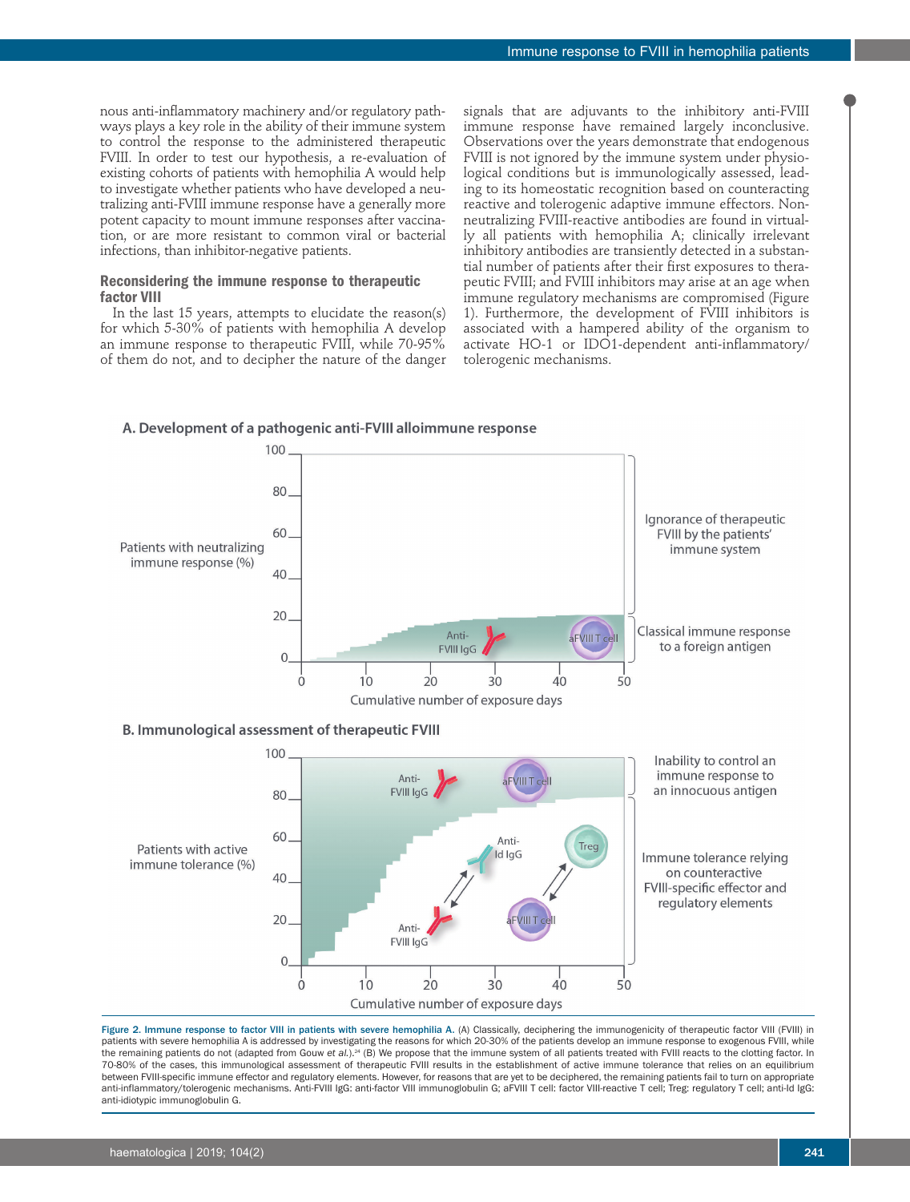nous anti-inflammatory machinery and/or regulatory pathways plays a key role in the ability of their immune system to control the response to the administered therapeutic FVIII. In order to test our hypothesis, a re-evaluation of existing cohorts of patients with hemophilia A would help to investigate whether patients who have developed a neutralizing anti-FVIII immune response have a generally more potent capacity to mount immune responses after vaccination, or are more resistant to common viral or bacterial infections, than inhibitor-negative patients.

### Reconsidering the immune response to therapeutic factor VIII

In the last 15 years, attempts to elucidate the reason(s) for which 5-30% of patients with hemophilia A develop an immune response to therapeutic FVIII, while 70-95% of them do not, and to decipher the nature of the danger signals that are adjuvants to the inhibitory anti-FVIII immune response have remained largely inconclusive. Observations over the years demonstrate that endogenous FVIII is not ignored by the immune system under physiological conditions but is immunologically assessed, leading to its homeostatic recognition based on counteracting reactive and tolerogenic adaptive immune effectors. Non-neutralizing FVIII-reactive antibodies are found in virtually all patients with hemophilia A; clinically irrelevant inhibitory antibodies are transiently detected in a substantial number of patients after their first exposures to therapeutic FVIII; and FVIII inhibitors may arise at an age when immune regulatory mechanisms are compromised (Figure 1). Furthermore, the development of FVIII inhibitors is associated with a hampered ability of the organism to activate HO-1 or IDO1-dependent anti-inflammatory/tolerogenic mechanisms.

**Figure 2. Immune response to factor VIII in patients with severe hemophilia A.** (A) Classically, deciphering the immunogenicity of therapeutic factor VIII (FVIII) in patients with severe hemophilia A is addressed by investigating the reasons for which 20-30% of the patients develop an immune response to exogenous FVIII, while the remaining patients do not (adapted from Gouw *et al.*).[34] (B) We propose that the immune system of all patients treated with FVIII reacts to the clotting factor. In 70-80% of the cases, this immunological assessment of therapeutic FVIII results in the establishment of active immune tolerance that relies on an equilibrium between FVIII-specific immune effector and regulatory elements. However, for reasons that are yet to be deciphered, the remaining patients fail to turn on appropriate anti-inflammatory/tolerogenic mechanisms. Anti-FVIII IgG: anti-factor VIII immunoglobulin G; aFVIII T cell: factor VIII-reactive T cell; Treg: regulatory T cell; anti-Id IgG: anti-idiotypic immunoglobulin G.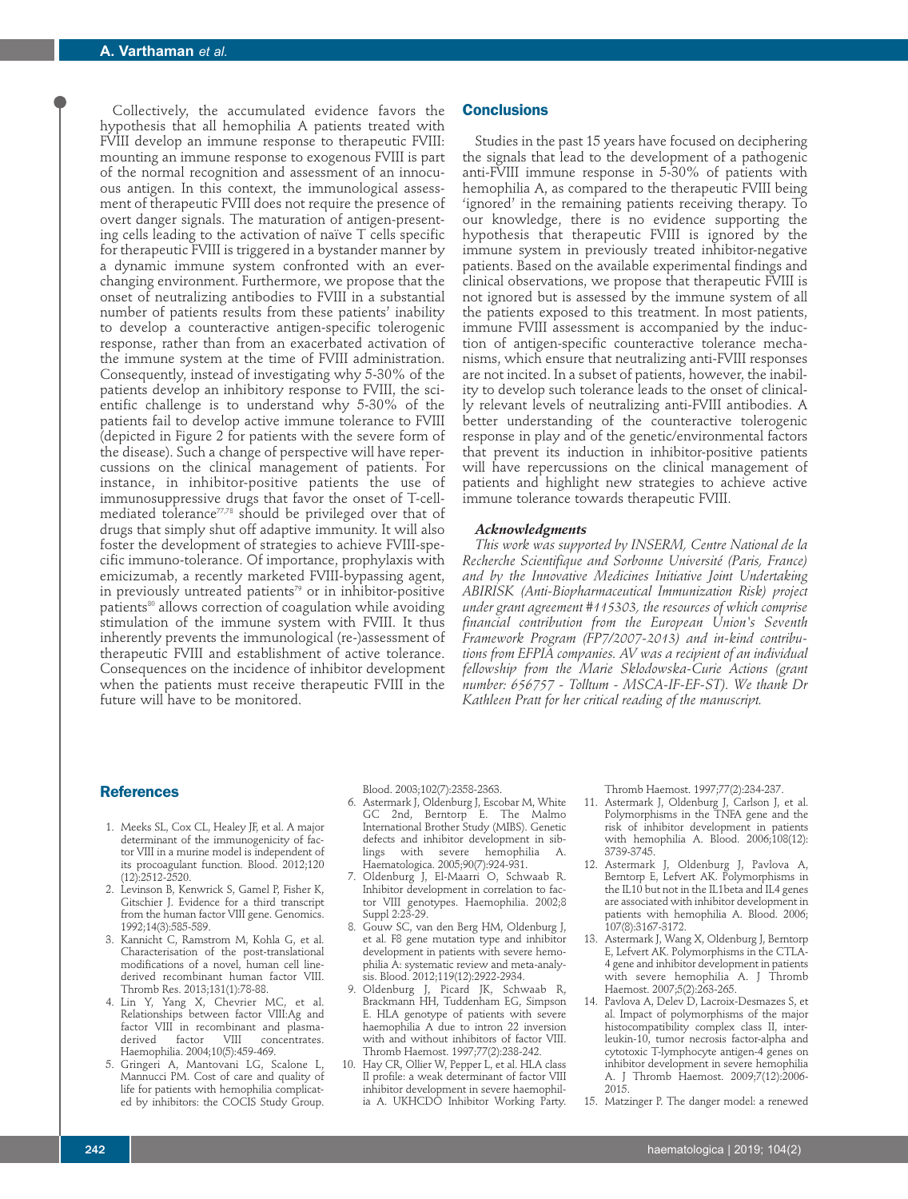Collectively, the accumulated evidence favors the hypothesis that all hemophilia A patients treated with FVIII develop an immune response to therapeutic FVIII: mounting an immune response to exogenous FVIII is part of the normal recognition and assessment of an innocuous antigen. In this context, the immunological assessment of therapeutic FVIII does not require the presence of overt danger signals. The maturation of antigen-presenting cells leading to the activation of naïve T cells specific for therapeutic FVIII is triggered in a bystander manner by a dynamic immune system confronted with an ever-changing environment. Furthermore, we propose that the onset of neutralizing antibodies to FVIII in a substantial number of patients results from these patients' inability to develop a counteractive antigen-specific tolerogenic response, rather than from an exacerbated activation of the immune system at the time of FVIII administration. Consequently, instead of investigating why 5-30% of the patients develop an inhibitory response to FVIII, the scientific challenge is to understand why 5-30% of the patients fail to develop active immune tolerance to FVIII (depicted in Figure 2 for patients with the severe form of the disease). Such a change of perspective will have repercussions on the clinical management of patients. For instance, in inhibitor-positive patients the use of immunosuppressive drugs that favor the onset of T-cell-mediated tolerance[77,78] should be privileged over that of drugs that simply shut off adaptive immunity. It will also foster the development of strategies to achieve FVIII-specific immuno-tolerance. Of importance, prophylaxis with emicizumab, a recently marketed FVIII-bypassing agent, in previously untreated patients[79] or in inhibitor-positive patients[80] allows correction of coagulation while avoiding stimulation of the immune system with FVIII. It thus inherently prevents the immunological (re-)assessment of therapeutic FVIII and establishment of active tolerance. Consequences on the incidence of inhibitor development when the patients must receive therapeutic FVIII in the future will have to be monitored.

## Conclusions

Studies in the past 15 years have focused on deciphering the signals that lead to the development of a pathogenic anti-FVIII immune response in 5-30% of patients with hemophilia A, as compared to the therapeutic FVIII being 'ignored' in the remaining patients receiving therapy. To our knowledge, there is no evidence supporting the hypothesis that therapeutic FVIII is ignored by the immune system in previously treated inhibitor-negative patients. Based on the available experimental findings and clinical observations, we propose that therapeutic FVIII is not ignored but is assessed by the immune system of all the patients exposed to this treatment. In most patients, immune FVIII assessment is accompanied by the induction of antigen-specific counteractive tolerance mechanisms, which ensure that neutralizing anti-FVIII responses are not incited. In a subset of patients, however, the inability to develop such tolerance leads to the onset of clinically relevant levels of neutralizing anti-FVIII antibodies. A better understanding of the counteractive tolerogenic response in play and of the genetic/environmental factors that prevent its induction in inhibitor-positive patients will have repercussions on the clinical management of patients and highlight new strategies to achieve active immune tolerance towards therapeutic FVIII.

### Acknowledgments

*This work was supported by INSERM, Centre National de la Recherche Scientifique and Sorbonne Université (Paris, France) and by the Innovative Medicines Initiative Joint Undertaking ABIRISK (Anti-Biopharmaceutical Immunization Risk) project under grant agreement #115303, the resources of which comprise financial contribution from the European Union's Seventh Framework Program (FP7/2007-2013) and in-kind contributions from EFPIA companies. AV was a recipient of an individual fellowship from the Marie Sklodowska-Curie Actions (grant number: 656757 - Tolltum - MSCA-IF-EF-ST). We thank Dr Kathleen Pratt for her critical reading of the manuscript.*

## References

1. Meeks SL, Cox CL, Healey JF, et al. A major determinant of the immunogenicity of factor VIII in a murine model is independent of its procoagulant function. Blood. 2012;120(12):2512-2520.
2. Levinson B, Kenwrick S, Gamel P, Fisher K, Gitschier J. Evidence for a third transcript from the human factor VIII gene. Genomics. 1992;14(3):585-589.
3. Kannicht C, Ramstrom M, Kohla G, et al. Characterisation of the post-translational modifications of a novel, human cell line-derived recombinant human factor VIII. Thromb Res. 2013;131(1):78-88.
4. Lin Y, Yang X, Chevrier MC, et al. Relationships between factor VIII:Ag and factor VIII in recombinant and plasma-derived factor VIII concentrates. Haemophilia. 2004;10(5):459-469.
5. Gringeri A, Mantovani LG, Scalone L, Mannucci PM. Cost of care and quality of life for patients with hemophilia complicated by inhibitors: the COCIS Study Group. Blood. 2003;102(7):2358-2363.
6. Astermark J, Oldenburg J, Escobar M, White GC 2nd, Berntorp E. The Malmo International Brother Study (MIBS). Genetic defects and inhibitor development in siblings with severe hemophilia A. Haematologica. 2005;90(7):924-931.
7. Oldenburg J, El-Maarri O, Schwaab R. Inhibitor development in correlation to factor VIII genotypes. Haemophilia. 2002;8 Suppl 2:23-29.
8. Gouw SC, van den Berg HM, Oldenburg J, et al. F8 gene mutation type and inhibitor development in patients with severe hemophilia A: systematic review and meta-analysis. Blood. 2012;119(12):2922-2934.
9. Oldenburg J, Picard JK, Schwaab R, Brackmann HH, Tuddenham EG, Simpson E. HLA genotype of patients with severe haemophilia A due to intron 22 inversion with and without inhibitors of factor VIII. Thromb Haemost. 1997;77(2):238-242.
10. Hay CR, Ollier W, Pepper L, et al. HLA class II profile: a weak determinant of factor VIII inhibitor development in severe haemophilia A. UKHCDO Inhibitor Working Party. Thromb Haemost. 1997;77(2):234-237.
11. Astermark J, Oldenburg J, Carlson J, et al. Polymorphisms in the TNFA gene and the risk of inhibitor development in patients with hemophilia A. Blood. 2006;108(12):3739-3745.
12. Astermark J, Oldenburg J, Pavlova A, Berntorp E, Lefvert AK. Polymorphisms in the IL10 but not in the IL1beta and IL4 genes are associated with inhibitor development in patients with hemophilia A. Blood. 2006;107(8):3167-3172.
13. Astermark J, Wang X, Oldenburg J, Berntorp E, Lefvert AK. Polymorphisms in the CTLA-4 gene and inhibitor development in patients with severe hemophilia A. J Thromb Haemost. 2007;5(2):263-265.
14. Pavlova A, Delev D, Lacroix-Desmazes S, et al. Impact of polymorphisms of the major histocompatibility complex class II, interleukin-10, tumor necrosis factor-alpha and cytotoxic T-lymphocyte antigen-4 genes on inhibitor development in severe hemophilia A. J Thromb Haemost. 2009;7(12):2006-2015.
15. Matzinger P. The danger model: a renewed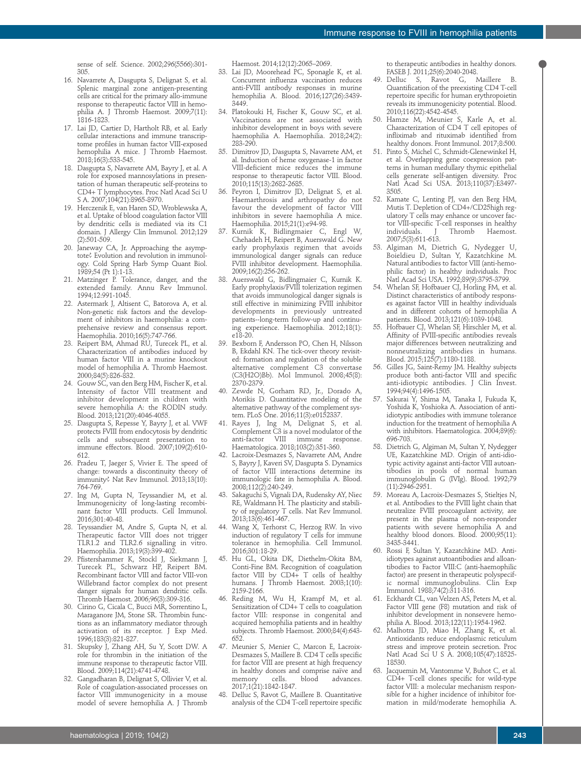sense of self. Science. 2002;296(5566):301-305.

16. Navarrete A, Dasgupta S, Delignat S, et al. Splenic marginal zone antigen-presenting cells are critical for the primary allo-immune response to therapeutic factor VIII in hemophilia A. J Thromb Haemost. 2009;7(11):1816-1823.
17. Lai JD, Cartier D, Hartholt RB, et al. Early cellular interactions and immune transcriptome profiles in human factor VIII-exposed hemophilia A mice. J Thromb Haemost. 2018;16(3):533-545.
18. Dasgupta S, Navarrete AM, Bayry J, et al. A role for exposed mannosylations in presentation of human therapeutic self-proteins to CD4+ T lymphocytes. Proc Natl Acad Sci U S A. 2007;104(21):8965-8970.
19. Herczenik E, van Haren SD, Wroblewska A, et al. Uptake of blood coagulation factor VIII by dendritic cells is mediated via its C1 domain. J Allergy Clin Immunol. 2012;129(2):501-509.
20. Janeway CA, Jr. Approaching the asymptote? Evolution and revolution in immunology. Cold Spring Harb Symp Quant Biol. 1989;54 (Pt 1):1-13.
21. Matzinger P. Tolerance, danger, and the extended family. Annu Rev Immunol. 1994;12:991-1045.
22. Astermark J, Altisent C, Batorova A, et al. Non-genetic risk factors and the development of inhibitors in haemophilia: a comprehensive review and consensus report. Haemophilia. 2010;16(5):747-766.
23. Reipert BM, Ahmad RU, Turecek PL, et al. Characterization of antibodies induced by human factor VIII in a murine knockout model of hemophilia A. Thromb Haemost. 2000;84(5):826-832.
24. Gouw SC, van den Berg HM, Fischer K, et al. Intensity of factor VIII treatment and inhibitor development in children with severe hemophilia A: the RODIN study. Blood. 2013;121(20):4046-4055.
25. Dasgupta S, Repesse Y, Bayry J, et al. VWF protects FVIII from endocytosis by dendritic cells and subsequent presentation to immune effectors. Blood. 2007;109(2):610-612.
26. Pradeu T, Jaeger S, Vivier E. The speed of change: towards a discontinuity theory of immunity? Nat Rev Immunol. 2013;13(10):764-769.
27. Ing M, Gupta N, Teyssandier M, et al. Immunogenicity of long-lasting recombinant factor VIII products. Cell Immunol. 2016;301:40-48.
28. Teyssandier M, Andre S, Gupta N, et al. Therapeutic factor VIII does not trigger TLR1.2 and TLR2.6 signalling in vitro. Haemophilia. 2013;19(3):399-402.
29. Pfistershammer K, Stockl J, Siekmann J, Turecek PL, Schwarz HP, Reipert BM. Recombinant factor VIII and factor VIII-von Willebrand factor complex do not present danger signals for human dendritic cells. Thromb Haemost. 2006;96(3):309-316.
30. Cirino G, Cicala C, Bucci MR, Sorrentino L, Maraganore JM, Stone SR. Thrombin functions as an inflammatory mediator through activation of its receptor. J Exp Med. 1996;183(3):821-827.
31. Skupsky J, Zhang AH, Su Y, Scott DW. A role for thrombin in the initiation of the immune response to therapeutic factor VIII. Blood. 2009;114(21):4741-4748.
32. Gangadharan B, Delignat S, Ollivier V, et al. Role of coagulation-associated processes on factor VIII immunogenicity in a mouse model of severe hemophilia A. J Thromb Haemost. 2014;12(12):2065–2069.
33. Lai JD, Moorehead PC, Sponagle K, et al. Concurrent influenza vaccination reduces anti-FVIII antibody responses in murine hemophilia A. Blood. 2016;127(26):3439-3449.
34. Platokouki H, Fischer K, Gouw SC, et al. Vaccinations are not associated with inhibitor development in boys with severe haemophilia A. Haemophilia. 2018;24(2):283-290.
35. Dimitrov JD, Dasgupta S, Navarrete AM, et al. Induction of heme oxygenase-1 in factor VIII-deficient mice reduces the immune response to therapeutic factor VIII. Blood. 2010;115(13):2682-2685.
36. Peyron I, Dimitrov JD, Delignat S, et al. Haemarthrosis and arthropathy do not favour the development of factor VIII inhibitors in severe haemophilia A mice. Haemophilia. 2015;21(1):e94-98.
37. Kurnik K, Bidlingmaier C, Engl W, Chehadeh H, Reipert B, Auerswald G. New early prophylaxis regimen that avoids immunological danger signals can reduce FVIII inhibitor development. Haemophilia. 2009;16(2):256-262.
38. Auerswald G, Bidlingmaier C, Kurnik K. Early prophylaxis/FVIII tolerization regimen that avoids immunological danger signals is still effective in minimizing FVIII inhibitor developments in previously untreated patients--long-term follow-up and continuing experience. Haemophilia. 2012;18(1):e18-20.
39. Bexborn F, Andersson PO, Chen H, Nilsson B, Ekdahl KN. The tick-over theory revisited: formation and regulation of the soluble alternative complement C3 convertase (C3(H2O)Bb). Mol Immunol. 2008;45(8):2370-2379.
40. Zewde N, Gorham RD, Jr., Dorado A, Morikis D. Quantitative modeling of the alternative pathway of the complement system. PLoS One. 2016;11(3):e0152337.
41. Rayes J, Ing M, Delignat S, et al. Complement C3 is a novel modulator of the anti-factor VIII immune response. Haematologica. 2018;103(2):351-360.
42. Lacroix-Desmazes S, Navarrete AM, Andre S, Bayry J, Kaveri SV, Dasgupta S. Dynamics of factor VIII interactions determine its immunologic fate in hemophilia A. Blood. 2008;112(2):240-249.
43. Sakaguchi S, Vignali DA, Rudensky AY, Niec RE, Waldmann H. The plasticity and stability of regulatory T cells. Nat Rev Immunol. 2013;13(6):461-467.
44. Wang X, Terhorst C, Herzog RW. In vivo induction of regulatory T cells for immune tolerance in hemophilia. Cell Immunol. 2016;301:18-29.
45. Hu GL, Okita DK, Diethelm-Okita BM, Conti-Fine BM. Recognition of coagulation factor VIII by CD4+ T cells of healthy humans. J Thromb Haemost. 2003;1(10):2159-2166.
46. Reding M, Wu H, Krampf M, et al. Sensitization of CD4+ T cells to coagulation factor VIII: response in congenital and acquired hemophilia patients and in healthy subjects. Thromb Haemost. 2000;84(4):643-652.
47. Meunier S, Menier C, Marcon E, Lacroix-Desmazes S, Maillere B. CD4 T cells specific for factor VIII are present at high frequency in healthy donors and comprise naïve and memory cells. blood advances. 2017;1(21):1842-1847.
48. Delluc S, Ravot G, Maillere B. Quantitative analysis of the CD4 T-cell repertoire specific to therapeutic antibodies in healthy donors. FASEB J. 2011;25(6):2040-2048.
49. Delluc S, Ravot G, Maillere B. Quantification of the preexisting CD4 T-cell repertoire specific for human erythropoietin reveals its immunogenicity potential. Blood. 2010;116(22):4542-4545.
50. Hamze M, Meunier S, Karle A, et al. Characterization of CD4 T cell epitopes of infliximab and rituximab identified from healthy donors. Front Immunol. 2017;8:500.
51. Pinto S, Michel C, Schmidt-Glenewinkel H, et al. Overlapping gene coexpression patterns in human medullary thymic epithelial cells generate self-antigen diversity. Proc Natl Acad Sci USA. 2013;110(37):E3497-3505.
52. Kamate C, Lenting PJ, van den Berg HM, Mutis T. Depletion of CD4+/CD25high regulatory T cells may enhance or uncover factor VIII-specific T-cell responses in healthy individuals. J Thromb Haemost. 2007;5(3):611-613.
53. Algiman M, Dietrich G, Nydegger U, Boieldieu D, Sultan Y, Kazatchkine M. Natural antibodies to factor VIII (anti-hemophilic factor) in healthy individuals. Proc Natl Acad Sci USA. 1992;89(9):3795-3799.
54. Whelan SF, Hofbauer CJ, Horling FM, et al. Distinct characteristics of antibody responses against factor VIII in healthy individuals and in different cohorts of hemophilia A patients. Blood. 2013;121(6):1039-1048.
55. Hofbauer CJ, Whelan SF, Hirschler M, et al. Affinity of FVIII-specific antibodies reveals major differences between neutralizing and nonneutralizing antibodies in humans. Blood. 2015;125(7):1180-1188.
56. Gilles JG, Saint-Remy JM. Healthy subjects produce both anti-factor VIII and specific anti-idiotypic antibodies. J Clin Invest. 1994;94(4):1496-1505.
57. Sakurai Y, Shima M, Tanaka I, Fukuda K, Yoshida K, Yoshioka A. Association of anti-idiotypic antibodies with immune tolerance induction for the treatment of hemophilia A with inhibitors. Haematologica. 2004;89(6):696-703.
58. Dietrich G, Algiman M, Sultan Y, Nydegger UE, Kazatchkine MD. Origin of anti-idiotypic activity against anti-factor VIII autoantibodies in pools of normal human immunoglobulin G (IVIg). Blood. 1992;79(11):2946-2951.
59. Moreau A, Lacroix-Desmazes S, Stieltjes N, et al. Antibodies to the FVIII light chain that neutralize FVIII procoagulant activity, are present in the plasma of non-responder patients with severe hemophilia A and healthy blood donors. Blood. 2000;95(11):3435-3441.
60. Rossi F, Sultan Y, Kazatchkine MD. Anti-idiotypes against autoantibodies and alloantibodies to Factor VIII:C (anti-haemophilic factor) are present in therapeutic polyspecific normal immunoglobulins. Clin Exp Immunol. 1988;74(2):311-316.
61. Eckhardt CL, van Velzen AS, Peters M, et al. Factor VIII gene (F8) mutation and risk of inhibitor development in nonsevere hemophilia A. Blood. 2013;122(11):1954-1962.
62. Malhotra JD, Miao H, Zhang K, et al. Antioxidants reduce endoplasmic reticulum stress and improve protein secretion. Proc Natl Acad Sci U S A. 2008;105(47):18525-18530.
63. Jacquemin M, Vantomme V, Buhot C, et al. CD4+ T-cell clones specific for wild-type factor VIII: a molecular mechanism responsible for a higher incidence of inhibitor formation in mild/moderate hemophilia A.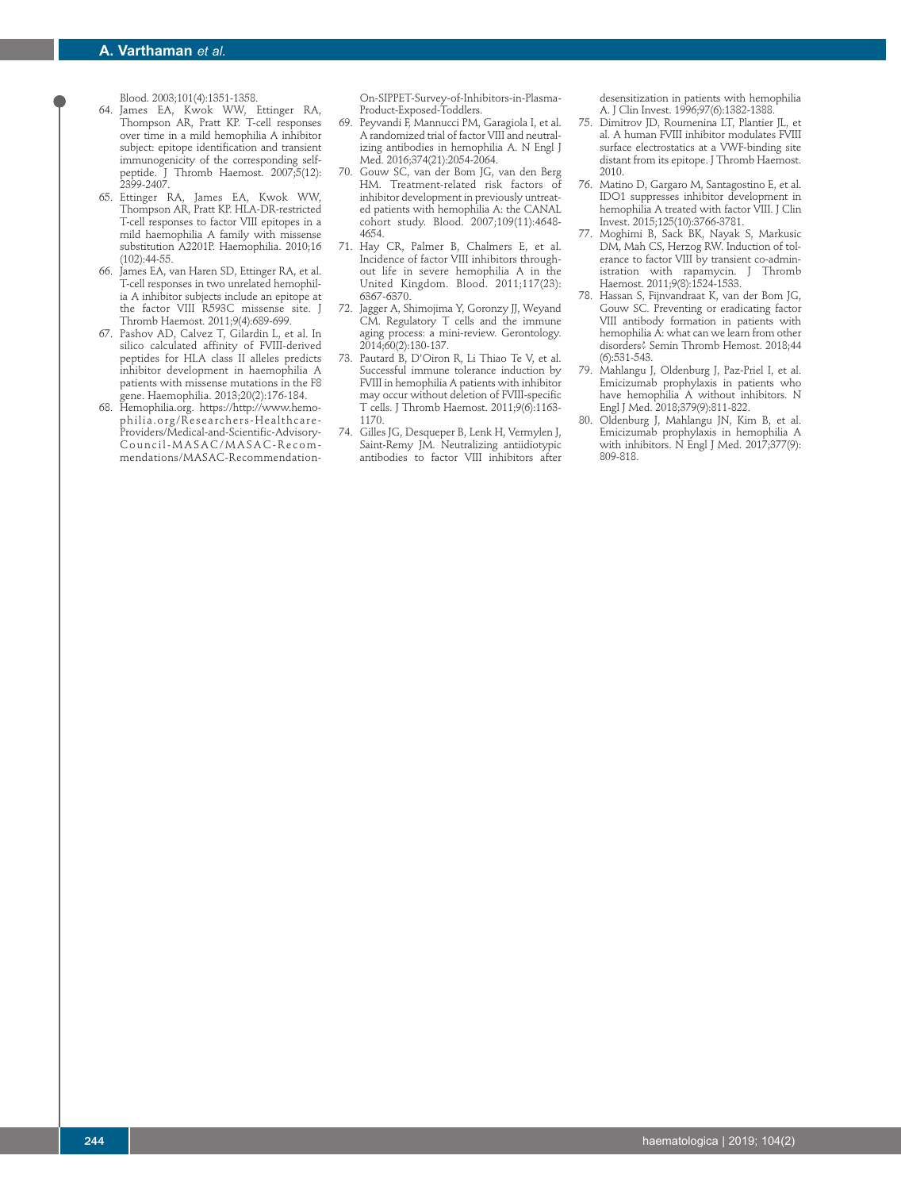Blood. 2003;101(4):1351-1358.

64. James EA, Kwok WW, Ettinger RA, Thompson AR, Pratt KP. T-cell responses over time in a mild hemophilia A inhibitor subject: epitope identification and transient immunogenicity of the corresponding self-peptide. J Thromb Haemost. 2007;5(12):2399-2407.
65. Ettinger RA, James EA, Kwok WW, Thompson AR, Pratt KP. HLA-DR-restricted T-cell responses to factor VIII epitopes in a mild haemophilia A family with missense substitution A2201P. Haemophilia. 2010;16(102):44-55.
66. James EA, van Haren SD, Ettinger RA, et al. T-cell responses in two unrelated hemophilia A inhibitor subjects include an epitope at the factor VIII R593C missense site. J Thromb Haemost. 2011;9(4):689-699.
67. Pashov AD, Calvez T, Gilardin L, et al. In silico calculated affinity of FVIII-derived peptides for HLA class II alleles predicts inhibitor development in haemophilia A patients with missense mutations in the F8 gene. Haemophilia. 2013;20(2):176-184.
68. Hemophilia.org. https://http://www.hemophilia.org/Researchers-Healthcare-Providers/Medical-and-Scientific-Advisory-Council-MASAC/MASAC-Recommendations/MASAC-Recommendation-On-SIPPET-Survey-of-Inhibitors-in-Plasma-Product-Exposed-Toddlers.
69. Peyvandi F, Mannucci PM, Garagiola I, et al. A randomized trial of factor VIII and neutralizing antibodies in hemophilia A. N Engl J Med. 2016;374(21):2054-2064.
70. Gouw SC, van der Bom JG, van den Berg HM. Treatment-related risk factors of inhibitor development in previously untreated patients with hemophilia A: the CANAL cohort study. Blood. 2007;109(11):4648-4654.
71. Hay CR, Palmer B, Chalmers E, et al. Incidence of factor VIII inhibitors throughout life in severe hemophilia A in the United Kingdom. Blood. 2011;117(23):6367-6370.
72. Jagger A, Shimojima Y, Goronzy JJ, Weyand CM. Regulatory T cells and the immune aging process: a mini-review. Gerontology. 2014;60(2):130-137.
73. Pautard B, D'Oiron R, Li Thiao Te V, et al. Successful immune tolerance induction by FVIII in hemophilia A patients with inhibitor may occur without deletion of FVIII-specific T cells. J Thromb Haemost. 2011;9(6):1163-1170.
74. Gilles JG, Desqueper B, Lenk H, Vermylen J, Saint-Remy JM. Neutralizing antiidiotypic antibodies to factor VIII inhibitors after desensitization in patients with hemophilia A. J Clin Invest. 1996;97(6):1382-1388.
75. Dimitrov JD, Roumenina LT, Plantier JL, et al. A human FVIII inhibitor modulates FVIII surface electrostatics at a VWF-binding site distant from its epitope. J Thromb Haemost. 2010.
76. Matino D, Gargaro M, Santagostino E, et al. IDO1 suppresses inhibitor development in hemophilia A treated with factor VIII. J Clin Invest. 2015;125(10):3766-3781.
77. Moghimi B, Sack BK, Nayak S, Markusic DM, Mah CS, Herzog RW. Induction of tolerance to factor VIII by transient co-administration with rapamycin. J Thromb Haemost. 2011;9(8):1524-1533.
78. Hassan S, Fijnvandraat K, van der Bom JG, Gouw SC. Preventing or eradicating factor VIII antibody formation in patients with hemophilia A: what can we learn from other disorders? Semin Thromb Hemost. 2018;44(6):531-543.
79. Mahlangu J, Oldenburg J, Paz-Priel I, et al. Emicizumab prophylaxis in patients who have hemophilia A without inhibitors. N Engl J Med. 2018;379(9):811-822.
80. Oldenburg J, Mahlangu JN, Kim B, et al. Emicizumab prophylaxis in hemophilia A with inhibitors. N Engl J Med. 2017;377(9):809-818.